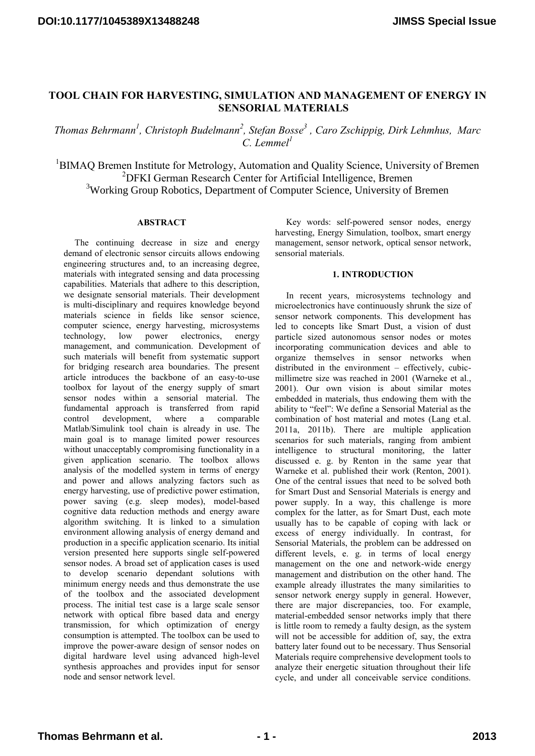# TOOL CHAIN FOR HARVESTING, SIMULATION AND MANAGEMENT OF ENERGY IN SENSORIAL MATERIALS

*Thomas Behrmann[1], Christoph Budelmann[2], Stefan Bosse[3], Caro Zschippig, Dirk Lehmhus, Marc C. Lemmel[1]*

[1]BIMAQ Bremen Institute for Metrology, Automation and Quality Science, University of Bremen
[2]DFKI German Research Center for Artificial Intelligence, Bremen
[3]Working Group Robotics, Department of Computer Science, University of Bremen

## ABSTRACT

The continuing decrease in size and energy demand of electronic sensor circuits allows endowing engineering structures and, to an increasing degree, materials with integrated sensing and data processing capabilities. Materials that adhere to this description, we designate sensorial materials. Their development is multi-disciplinary and requires knowledge beyond materials science in fields like sensor science, computer science, energy harvesting, microsystems technology, low power electronics, energy management, and communication. Development of such materials will benefit from systematic support for bridging research area boundaries. The present article introduces the backbone of an easy-to-use toolbox for layout of the energy supply of smart sensor nodes within a sensorial material. The fundamental approach is transferred from rapid control development, where a comparable Matlab/Simulink tool chain is already in use. The main goal is to manage limited power resources without unacceptably compromising functionality in a given application scenario. The toolbox allows analysis of the modelled system in terms of energy and power and allows analyzing factors such as energy harvesting, use of predictive power estimation, power saving (e.g. sleep modes), model-based cognitive data reduction methods and energy aware algorithm switching. It is linked to a simulation environment allowing analysis of energy demand and production in a specific application scenario. Its initial version presented here supports single self-powered sensor nodes. A broad set of application cases is used to develop scenario dependant solutions with minimum energy needs and thus demonstrate the use of the toolbox and the associated development process. The initial test case is a large scale sensor network with optical fibre based data and energy transmission, for which optimization of energy consumption is attempted. The toolbox can be used to improve the power-aware design of sensor nodes on digital hardware level using advanced high-level synthesis approaches and provides input for sensor node and sensor network level.

Key words: self-powered sensor nodes, energy harvesting, Energy Simulation, toolbox, smart energy management, sensor network, optical sensor network, sensorial materials.

## 1. INTRODUCTION

In recent years, microsystems technology and microelectronics have continuously shrunk the size of sensor network components. This development has led to concepts like Smart Dust, a vision of dust particle sized autonomous sensor nodes or motes incorporating communication devices and able to organize themselves in sensor networks when distributed in the environment – effectively, cubic-millimetre size was reached in 2001 (Warneke et al., 2001). Our own vision is about similar motes embedded in materials, thus endowing them with the ability to "feel": We define a Sensorial Material as the combination of host material and motes (Lang et.al. 2011a, 2011b). There are multiple application scenarios for such materials, ranging from ambient intelligence to structural monitoring, the latter discussed e. g. by Renton in the same year that Warneke et al. published their work (Renton, 2001). One of the central issues that need to be solved both for Smart Dust and Sensorial Materials is energy and power supply. In a way, this challenge is more complex for the latter, as for Smart Dust, each mote usually has to be capable of coping with lack or excess of energy individually. In contrast, for Sensorial Materials, the problem can be addressed on different levels, e. g. in terms of local energy management on the one and network-wide energy management and distribution on the other hand. The example already illustrates the many similarities to sensor network energy supply in general. However, there are major discrepancies, too. For example, material-embedded sensor networks imply that there is little room to remedy a faulty design, as the system will not be accessible for addition of, say, the extra battery later found out to be necessary. Thus Sensorial Materials require comprehensive development tools to analyze their energetic situation throughout their life cycle, and under all conceivable service conditions.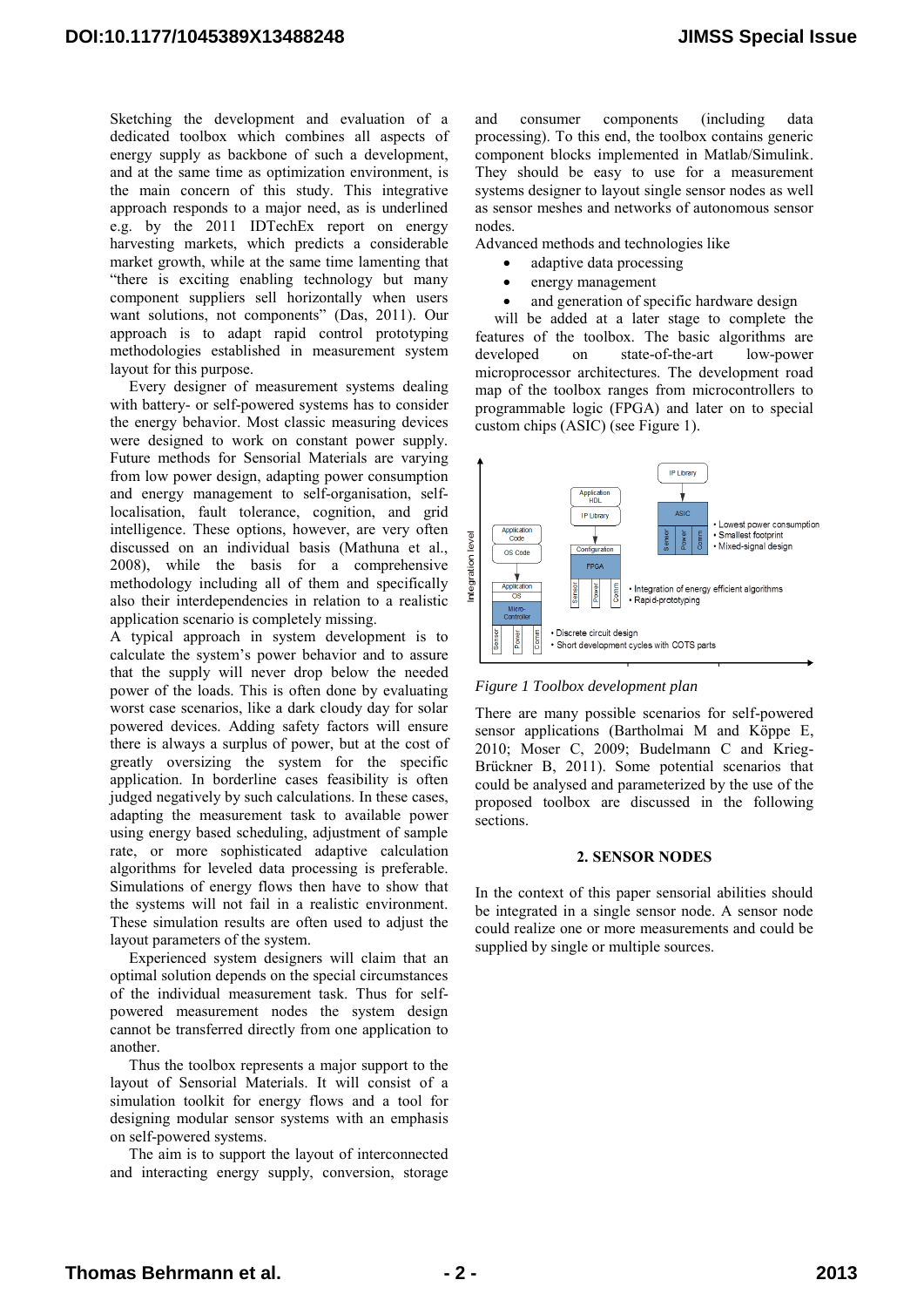Sketching the development and evaluation of a dedicated toolbox which combines all aspects of energy supply as backbone of such a development, and at the same time as optimization environment, is the main concern of this study. This integrative approach responds to a major need, as is underlined e.g. by the 2011 IDTechEx report on energy harvesting markets, which predicts a considerable market growth, while at the same time lamenting that "there is exciting enabling technology but many component suppliers sell horizontally when users want solutions, not components" (Das, 2011). Our approach is to adapt rapid control prototyping methodologies established in measurement system layout for this purpose.

Every designer of measurement systems dealing with battery- or self-powered systems has to consider the energy behavior. Most classic measuring devices were designed to work on constant power supply. Future methods for Sensorial Materials are varying from low power design, adapting power consumption and energy management to self-organisation, self-localisation, fault tolerance, cognition, and grid intelligence. These options, however, are very often discussed on an individual basis (Mathuna et al., 2008), while the basis for a comprehensive methodology including all of them and specifically also their interdependencies in relation to a realistic application scenario is completely missing.

A typical approach in system development is to calculate the system's power behavior and to assure that the supply will never drop below the needed power of the loads. This is often done by evaluating worst case scenarios, like a dark cloudy day for solar powered devices. Adding safety factors will ensure there is always a surplus of power, but at the cost of greatly oversizing the system for the specific application. In borderline cases feasibility is often judged negatively by such calculations. In these cases, adapting the measurement task to available power using energy based scheduling, adjustment of sample rate, or more sophisticated adaptive calculation algorithms for leveled data processing is preferable. Simulations of energy flows then have to show that the systems will not fail in a realistic environment. These simulation results are often used to adjust the layout parameters of the system.

Experienced system designers will claim that an optimal solution depends on the special circumstances of the individual measurement task. Thus for self-powered measurement nodes the system design cannot be transferred directly from one application to another.

Thus the toolbox represents a major support to the layout of Sensorial Materials. It will consist of a simulation toolkit for energy flows and a tool for designing modular sensor systems with an emphasis on self-powered systems.

The aim is to support the layout of interconnected and interacting energy supply, conversion, storage and consumer components (including data processing). To this end, the toolbox contains generic component blocks implemented in Matlab/Simulink. They should be easy to use for a measurement systems designer to layout single sensor nodes as well as sensor meshes and networks of autonomous sensor nodes.

Advanced methods and technologies like

- adaptive data processing
- energy management
- and generation of specific hardware design

will be added at a later stage to complete the features of the toolbox. The basic algorithms are developed on state-of-the-art low-power microprocessor architectures. The development road map of the toolbox ranges from microcontrollers to programmable logic (FPGA) and later on to special custom chips (ASIC) (see Figure 1).

*Figure 1 Toolbox development plan*

There are many possible scenarios for self-powered sensor applications (Bartholmai M and Köppe E, 2010; Moser C, 2009; Budelmann C and Krieg-Brückner B, 2011). Some potential scenarios that could be analysed and parameterized by the use of the proposed toolbox are discussed in the following sections.

## 2. SENSOR NODES

In the context of this paper sensorial abilities should be integrated in a single sensor node. A sensor node could realize one or more measurements and could be supplied by single or multiple sources.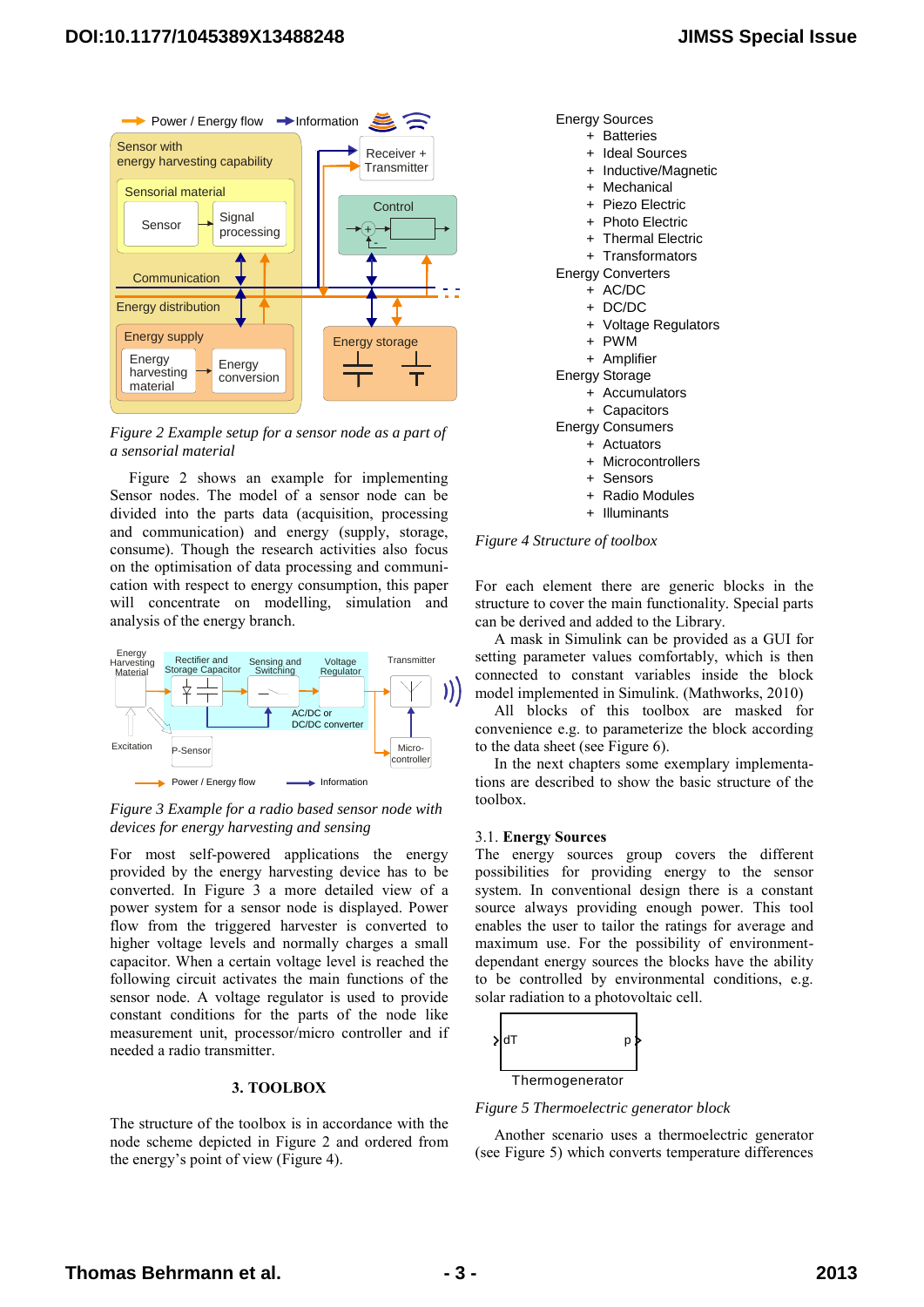*Figure 2 Example setup for a sensor node as a part of a sensorial material*

Figure 2 shows an example for implementing Sensor nodes. The model of a sensor node can be divided into the parts data (acquisition, processing and communication) and energy (supply, storage, consume). Though the research activities also focus on the optimisation of data processing and communication with respect to energy consumption, this paper will concentrate on modelling, simulation and analysis of the energy branch.

*Figure 3 Example for a radio based sensor node with devices for energy harvesting and sensing*

For most self-powered applications the energy provided by the energy harvesting device has to be converted. In Figure 3 a more detailed view of a power system for a sensor node is displayed. Power flow from the triggered harvester is converted to higher voltage levels and normally charges a small capacitor. When a certain voltage level is reached the following circuit activates the main functions of the sensor node. A voltage regulator is used to provide constant conditions for the parts of the node like measurement unit, processor/micro controller and if needed a radio transmitter.

## 3. TOOLBOX

The structure of the toolbox is in accordance with the node scheme depicted in Figure 2 and ordered from the energy's point of view (Figure 4).

- Energy Sources
  - + Batteries
  - + Ideal Sources
  - + Inductive/Magnetic
  - + Mechanical
  - + Piezo Electric
  - + Photo Electric
  - + Thermal Electric
  - + Transformators
- Energy Converters
  - + AC/DC
  - + DC/DC
  - + Voltage Regulators
  - + PWM
  - + Amplifier
- Energy Storage
  - + Accumulators
  - + Capacitors
- Energy Consumers
  - + Actuators
  - + Microcontrollers
  - + Sensors
  - + Radio Modules
  - + Illuminants

*Figure 4 Structure of toolbox*

For each element there are generic blocks in the structure to cover the main functionality. Special parts can be derived and added to the Library.

A mask in Simulink can be provided as a GUI for setting parameter values comfortably, which is then connected to constant variables inside the block model implemented in Simulink. (Mathworks, 2010)

All blocks of this toolbox are masked for convenience e.g. to parameterize the block according to the data sheet (see Figure 6).

In the next chapters some exemplary implementations are described to show the basic structure of the toolbox.

### 3.1. Energy Sources

The energy sources group covers the different possibilities for providing energy to the sensor system. In conventional design there is a constant source always providing enough power. This tool enables the user to tailor the ratings for average and maximum use. For the possibility of environment-dependant energy sources the blocks have the ability to be controlled by environmental conditions, e.g. solar radiation to a photovoltaic cell.

*Figure 5 Thermoelectric generator block*

Another scenario uses a thermoelectric generator (see Figure 5) which converts temperature differences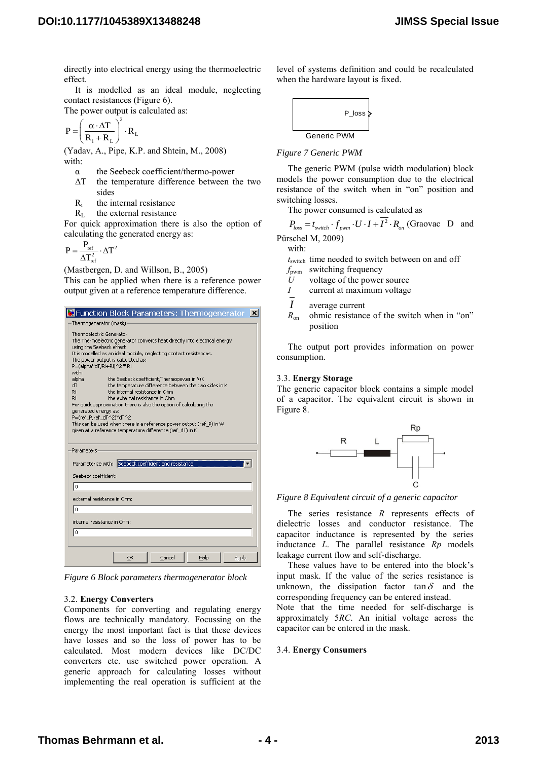directly into electrical energy using the thermoelectric effect.

It is modelled as an ideal module, neglecting contact resistances (Figure 6).

The power output is calculated as:

$$P = \left( \frac{\alpha \cdot \Delta T}{R_i + R_L} \right)^2 \cdot R_L$$

(Yadav, A., Pipe, K.P. and Shtein, M., 2008)

with:

- $\alpha$ the Seebeck coefficient/thermo-power
- $\Delta T$ the temperature difference between the two sides
- $R_i$ the internal resistance
- $R_L$ the external resistance

For quick approximation there is also the option of calculating the generated energy as:

$$P = \frac{P_{ref}}{\Delta T_{ref}^2} \cdot \Delta T^2$$

(Mastbergen, D. and Willson, B., 2005)

This can be applied when there is a reference power output given at a reference temperature difference.

*Figure 6 Block parameters thermogenerator block*

## 3.2. Energy Converters

Components for converting and regulating energy flows are technically mandatory. Focussing on the energy the most important fact is that these devices have losses and so the loss of power has to be calculated. Most modern devices like DC/DC converters etc. use switched power operation. A generic approach for calculating losses without implementing the real operation is sufficient at the level of systems definition and could be recalculated when the hardware layout is fixed.

*Figure 7 Generic PWM*

The generic PWM (pulse width modulation) block models the power consumption due to the electrical resistance of the switch when in "on" position and switching losses.

The power consumed is calculated as

$$P_{loss} = t_{switch} \cdot f_{pwm} \cdot U \cdot I + \bar{I}^2 \cdot R_{on}$$ (Graovac D and Pürschel M, 2009)

with:

- $t_{switch}$ time needed to switch between on and off
- $f_{pwm}$ switching frequency
- $U$ voltage of the power source
- $I$ current at maximum voltage
- $\bar{I}$ average current
- $R_{on}$ ohmic resistance of the switch when in "on" position

The output port provides information on power consumption.

## 3.3. Energy Storage

The generic capacitor block contains a simple model of a capacitor. The equivalent circuit is shown in Figure 8.

*Figure 8 Equivalent circuit of a generic capacitor*

The series resistance *R* represents effects of dielectric losses and conductor resistance. The capacitor inductance is represented by the series inductance *L*. The parallel resistance *Rp* models leakage current flow and self-discharge.

These values have to be entered into the block's input mask. If the value of the series resistance is unknown, the dissipation factor $\tan\delta$ and the corresponding frequency can be entered instead.

Note that the time needed for self-discharge is approximately *5RC*. An initial voltage across the capacitor can be entered in the mask.

## 3.4. Energy Consumers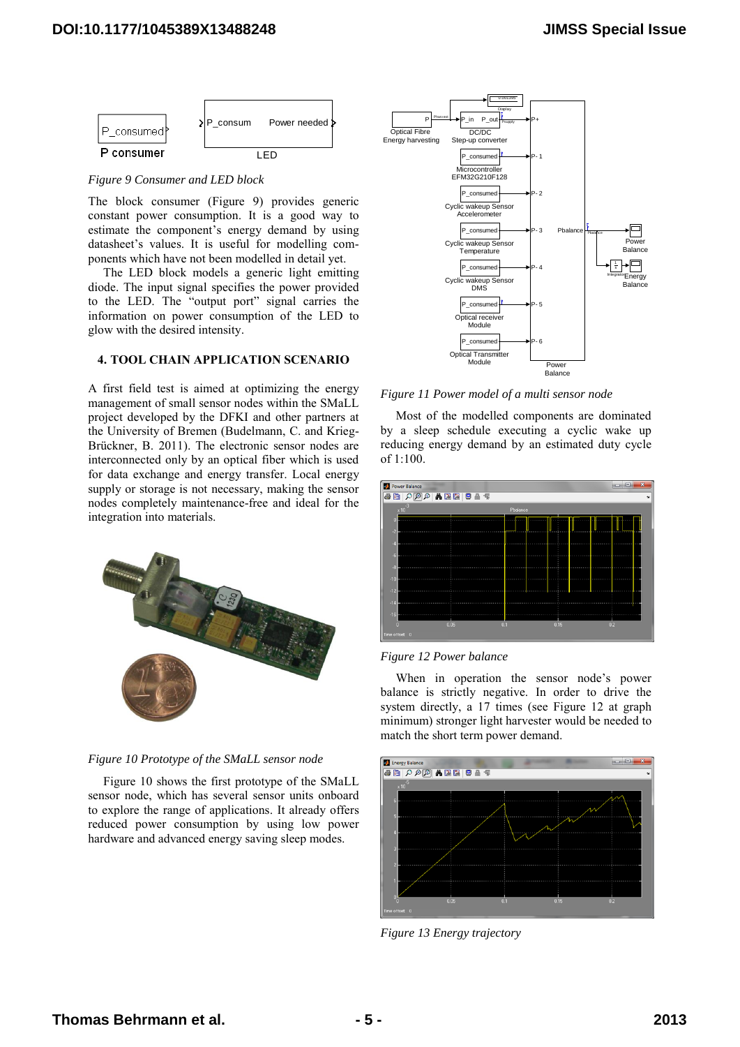*Figure 9 Consumer and LED block*

The block consumer (Figure 9) provides generic constant power consumption. It is a good way to estimate the component's energy demand by using datasheet's values. It is useful for modelling components which have not been modelled in detail yet.

The LED block models a generic light emitting diode. The input signal specifies the power provided to the LED. The "output port" signal carries the information on power consumption of the LED to glow with the desired intensity.

## 4. TOOL CHAIN APPLICATION SCENARIO

A first field test is aimed at optimizing the energy management of small sensor nodes within the SMaLL project developed by the DFKI and other partners at the University of Bremen (Budelmann, C. and Krieg-Brückner, B. 2011). The electronic sensor nodes are interconnected only by an optical fiber which is used for data exchange and energy transfer. Local energy supply or storage is not necessary, making the sensor nodes completely maintenance-free and ideal for the integration into materials.

*Figure 10 Prototype of the SMaLL sensor node*

Figure 10 shows the first prototype of the SMaLL sensor node, which has several sensor units onboard to explore the range of applications. It already offers reduced power consumption by using low power hardware and advanced energy saving sleep modes.

*Figure 11 Power model of a multi sensor node*

Most of the modelled components are dominated by a sleep schedule executing a cyclic wake up reducing energy demand by an estimated duty cycle of 1:100.

*Figure 12 Power balance*

When in operation the sensor node's power balance is strictly negative. In order to drive the system directly, a 17 times (see Figure 12 at graph minimum) stronger light harvester would be needed to match the short term power demand.

*Figure 13 Energy trajectory*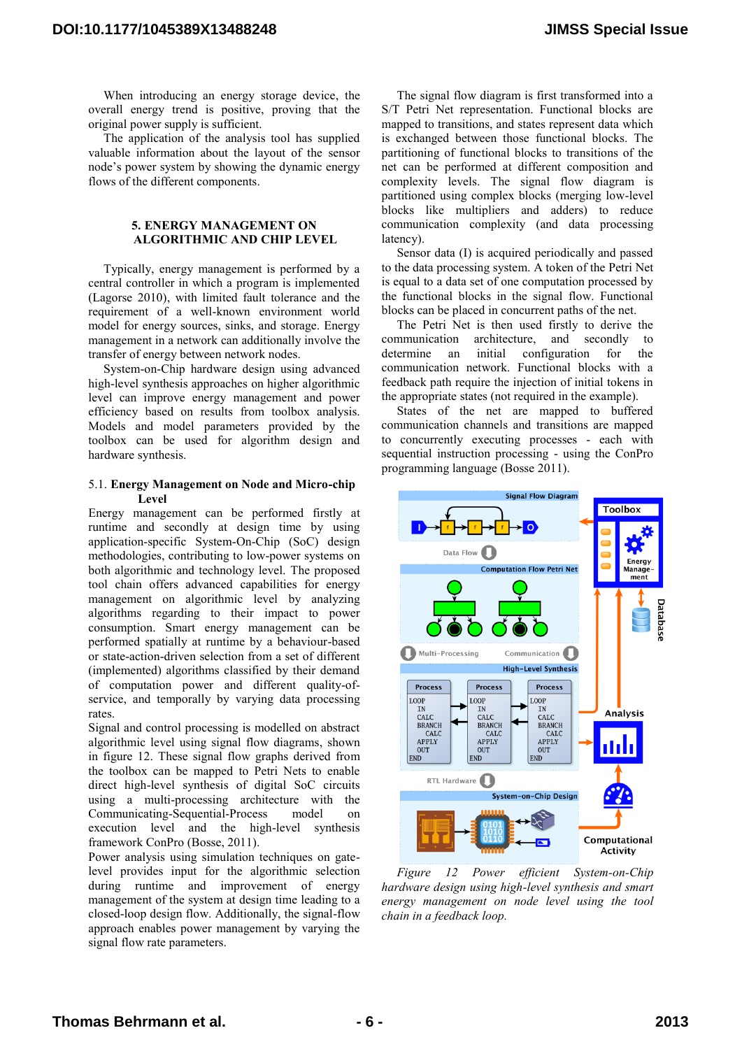When introducing an energy storage device, the overall energy trend is positive, proving that the original power supply is sufficient.

The application of the analysis tool has supplied valuable information about the layout of the sensor node's power system by showing the dynamic energy flows of the different components.

## 5. ENERGY MANAGEMENT ON ALGORITHMIC AND CHIP LEVEL

Typically, energy management is performed by a central controller in which a program is implemented (Lagorse 2010), with limited fault tolerance and the requirement of a well-known environment world model for energy sources, sinks, and storage. Energy management in a network can additionally involve the transfer of energy between network nodes.

System-on-Chip hardware design using advanced high-level synthesis approaches on higher algorithmic level can improve energy management and power efficiency based on results from toolbox analysis. Models and model parameters provided by the toolbox can be used for algorithm design and hardware synthesis.

### 5.1. Energy Management on Node and Micro-chip Level

Energy management can be performed firstly at runtime and secondly at design time by using application-specific System-On-Chip (SoC) design methodologies, contributing to low-power systems on both algorithmic and technology level. The proposed tool chain offers advanced capabilities for energy management on algorithmic level by analyzing algorithms regarding to their impact to power consumption. Smart energy management can be performed spatially at runtime by a behaviour-based or state-action-driven selection from a set of different (implemented) algorithms classified by their demand of computation power and different quality-of-service, and temporally by varying data processing rates.

Signal and control processing is modelled on abstract algorithmic level using signal flow diagrams, shown in figure 12. These signal flow graphs derived from the toolbox can be mapped to Petri Nets to enable direct high-level synthesis of digital SoC circuits using a multi-processing architecture with the Communicating-Sequential-Process model on execution level and the high-level synthesis framework ConPro (Bosse, 2011).

Power analysis using simulation techniques on gate-level provides input for the algorithmic selection during runtime and improvement of energy management of the system at design time leading to a closed-loop design flow. Additionally, the signal-flow approach enables power management by varying the signal flow rate parameters.

The signal flow diagram is first transformed into a S/T Petri Net representation. Functional blocks are mapped to transitions, and states represent data which is exchanged between those functional blocks. The partitioning of functional blocks to transitions of the net can be performed at different composition and complexity levels. The signal flow diagram is partitioned using complex blocks (merging low-level blocks like multipliers and adders) to reduce communication complexity (and data processing latency).

Sensor data (I) is acquired periodically and passed to the data processing system. A token of the Petri Net is equal to a data set of one computation processed by the functional blocks in the signal flow. Functional blocks can be placed in concurrent paths of the net.

The Petri Net is then used firstly to derive the communication architecture, and secondly to determine an initial configuration for the communication network. Functional blocks with a feedback path require the injection of initial tokens in the appropriate states (not required in the example).

States of the net are mapped to buffered communication channels and transitions are mapped to concurrently executing processes - each with sequential instruction processing - using the ConPro programming language (Bosse 2011).

*Figure 12 Power efficient System-on-Chip hardware design using high-level synthesis and smart energy management on node level using the tool chain in a feedback loop.*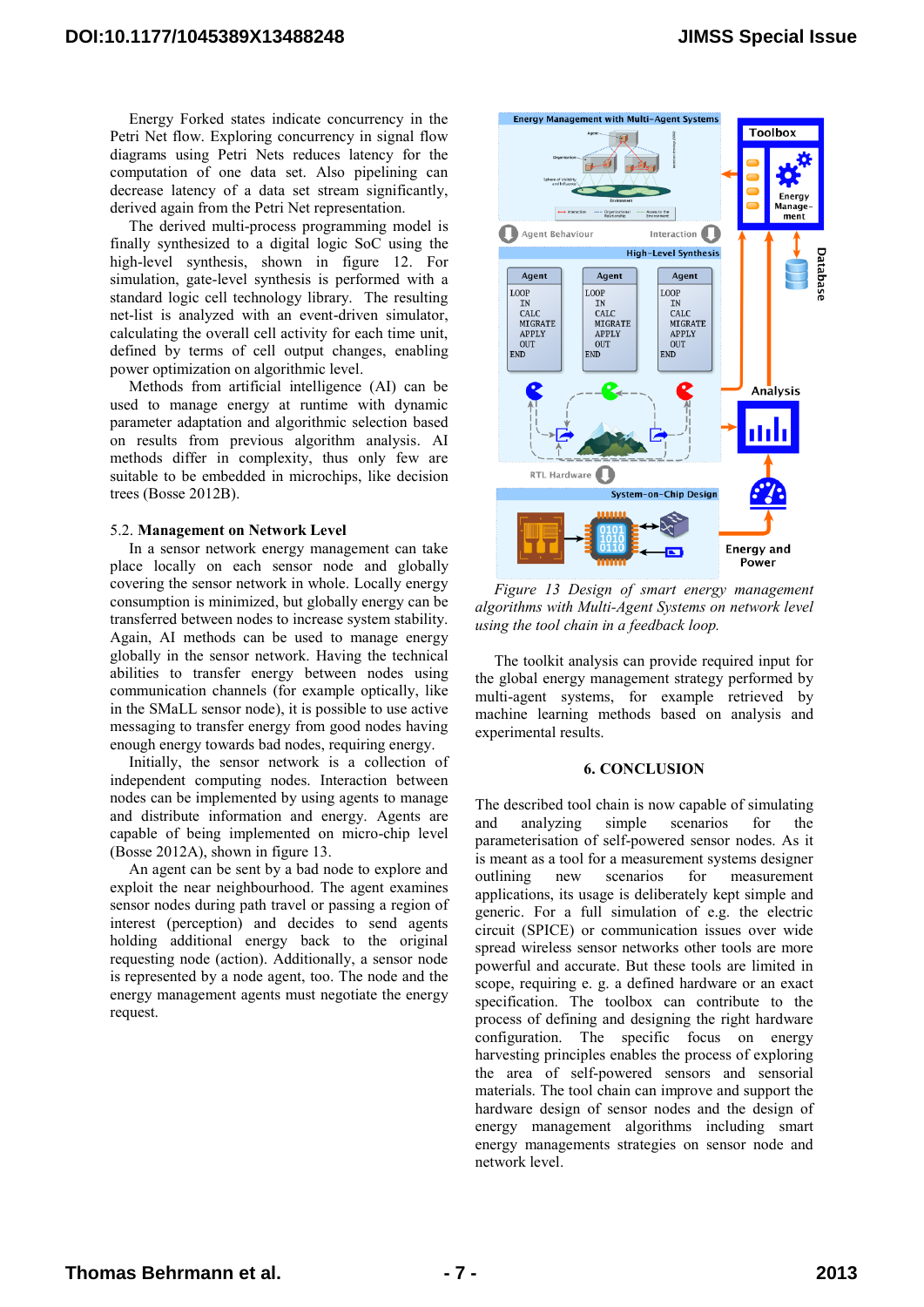Energy Forked states indicate concurrency in the Petri Net flow. Exploring concurrency in signal flow diagrams using Petri Nets reduces latency for the computation of one data set. Also pipelining can decrease latency of a data set stream significantly, derived again from the Petri Net representation.

The derived multi-process programming model is finally synthesized to a digital logic SoC using the high-level synthesis, shown in figure 12. For simulation, gate-level synthesis is performed with a standard logic cell technology library. The resulting net-list is analyzed with an event-driven simulator, calculating the overall cell activity for each time unit, defined by terms of cell output changes, enabling power optimization on algorithmic level.

Methods from artificial intelligence (AI) can be used to manage energy at runtime with dynamic parameter adaptation and algorithmic selection based on results from previous algorithm analysis. AI methods differ in complexity, thus only few are suitable to be embedded in microchips, like decision trees (Bosse 2012B).

### 5.2. Management on Network Level

In a sensor network energy management can take place locally on each sensor node and globally covering the sensor network in whole. Locally energy consumption is minimized, but globally energy can be transferred between nodes to increase system stability. Again, AI methods can be used to manage energy globally in the sensor network. Having the technical abilities to transfer energy between nodes using communication channels (for example optically, like in the SMaLL sensor node), it is possible to use active messaging to transfer energy from good nodes having enough energy towards bad nodes, requiring energy.

Initially, the sensor network is a collection of independent computing nodes. Interaction between nodes can be implemented by using agents to manage and distribute information and energy. Agents are capable of being implemented on micro-chip level (Bosse 2012A), shown in figure 13.

An agent can be sent by a bad node to explore and exploit the near neighbourhood. The agent examines sensor nodes during path travel or passing a region of interest (perception) and decides to send agents holding additional energy back to the original requesting node (action). Additionally, a sensor node is represented by a node agent, too. The node and the energy management agents must negotiate the energy request.

*Figure 13 Design of smart energy management algorithms with Multi-Agent Systems on network level using the tool chain in a feedback loop.*

The toolkit analysis can provide required input for the global energy management strategy performed by multi-agent systems, for example retrieved by machine learning methods based on analysis and experimental results.

## 6. CONCLUSION

The described tool chain is now capable of simulating and analyzing simple scenarios for the parameterisation of self-powered sensor nodes. As it is meant as a tool for a measurement systems designer outlining new scenarios for measurement applications, its usage is deliberately kept simple and generic. For a full simulation of e.g. the electric circuit (SPICE) or communication issues over wide spread wireless sensor networks other tools are more powerful and accurate. But these tools are limited in scope, requiring e. g. a defined hardware or an exact specification. The toolbox can contribute to the process of defining and designing the right hardware configuration. The specific focus on energy harvesting principles enables the process of exploring the area of self-powered sensors and sensorial materials. The tool chain can improve and support the hardware design of sensor nodes and the design of energy management algorithms including smart energy managements strategies on sensor node and network level.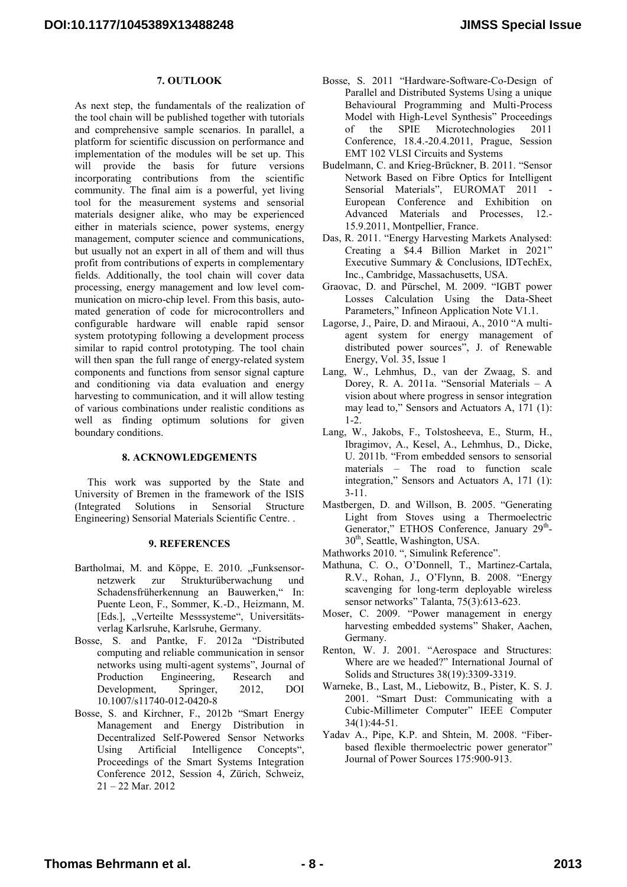## 7. OUTLOOK

As next step, the fundamentals of the realization of the tool chain will be published together with tutorials and comprehensive sample scenarios. In parallel, a platform for scientific discussion on performance and implementation of the modules will be set up. This will provide the basis for future versions incorporating contributions from the scientific community. The final aim is a powerful, yet living tool for the measurement systems and sensorial materials designer alike, who may be experienced either in materials science, power systems, energy management, computer science and communications, but usually not an expert in all of them and will thus profit from contributions of experts in complementary fields. Additionally, the tool chain will cover data processing, energy management and low level communication on micro-chip level. From this basis, automated generation of code for microcontrollers and configurable hardware will enable rapid sensor system prototyping following a development process similar to rapid control prototyping. The tool chain will then span the full range of energy-related system components and functions from sensor signal capture and conditioning via data evaluation and energy harvesting to communication, and it will allow testing of various combinations under realistic conditions as well as finding optimum solutions for given boundary conditions.

## 8. ACKNOWLEDGEMENTS

This work was supported by the State and University of Bremen in the framework of the ISIS (Integrated Solutions in Sensorial Structure Engineering) Sensorial Materials Scientific Centre. .

## 9. REFERENCES

Bartholmai, M. and Köppe, E. 2010. „Funksensornetzwerk zur Strukturüberwachung und Schadensfrüherkennung an Bauwerken," In: Puente Leon, F., Sommer, K.-D., Heizmann, M. [Eds.], „Verteilte Messsysteme", Universitätsverlag Karlsruhe, Karlsruhe, Germany.

Bosse, S. and Pantke, F. 2012a "Distributed computing and reliable communication in sensor networks using multi-agent systems", Journal of Production Engineering, Research and Development, Springer, 2012, DOI 10.1007/s11740-012-0420-8

Bosse, S. and Kirchner, F., 2012b "Smart Energy Management and Energy Distribution in Decentralized Self-Powered Sensor Networks Using Artificial Intelligence Concepts", Proceedings of the Smart Systems Integration Conference 2012, Session 4, Zürich, Schweiz, 21 – 22 Mar. 2012

Bosse, S. 2011 "Hardware-Software-Co-Design of Parallel and Distributed Systems Using a unique Behavioural Programming and Multi-Process Model with High-Level Synthesis" Proceedings of the SPIE Microtechnologies 2011 Conference, 18.4.-20.4.2011, Prague, Session EMT 102 VLSI Circuits and Systems

Budelmann, C. and Krieg-Brückner, B. 2011. "Sensor Network Based on Fibre Optics for Intelligent Sensorial Materials", EUROMAT 2011 - European Conference and Exhibition on Advanced Materials and Processes, 12.-15.9.2011, Montpellier, France.

Das, R. 2011. "Energy Harvesting Markets Analysed: Creating a $4.4 Billion Market in 2021" Executive Summary & Conclusions, IDTechEx, Inc., Cambridge, Massachusetts, USA.

Graovac, D. and Pürschel, M. 2009. "IGBT power Losses Calculation Using the Data-Sheet Parameters," Infineon Application Note V1.1.

Lagorse, J., Paire, D. and Miraoui, A., 2010 "A multi-agent system for energy management of distributed power sources", J. of Renewable Energy, Vol. 35, Issue 1

Lang, W., Lehmhus, D., van der Zwaag, S. and Dorey, R. A. 2011a. "Sensorial Materials – A vision about where progress in sensor integration may lead to," Sensors and Actuators A, 171 (1): 1-2.

Lang, W., Jakobs, F., Tolstosheeva, E., Sturm, H., Ibragimov, A., Kesel, A., Lehmhus, D., Dicke, U. 2011b. "From embedded sensors to sensorial materials – The road to function scale integration," Sensors and Actuators A, 171 (1): 3-11.

Mastbergen, D. and Willson, B. 2005. "Generating Light from Stoves using a Thermoelectric Generator," ETHOS Conference, January 29th-30th, Seattle, Washington, USA.

Mathworks 2010. ", Simulink Reference".

Mathuna, C. O., O'Donnell, T., Martinez-Cartala, R.V., Rohan, J., O'Flynn, B. 2008. "Energy scavenging for long-term deployable wireless sensor networks" Talanta, 75(3):613-623.

Moser, C. 2009. "Power management in energy harvesting embedded systems" Shaker, Aachen, Germany.

Renton, W. J. 2001. "Aerospace and Structures: Where are we headed?" International Journal of Solids and Structures 38(19):3309-3319.

Warneke, B., Last, M., Liebowitz, B., Pister, K. S. J. 2001. "Smart Dust: Communicating with a Cubic-Millimeter Computer" IEEE Computer 34(1):44-51.

Yadav A., Pipe, K.P. and Shtein, M. 2008. "Fiber-based flexible thermoelectric power generator" Journal of Power Sources 175:900-913.